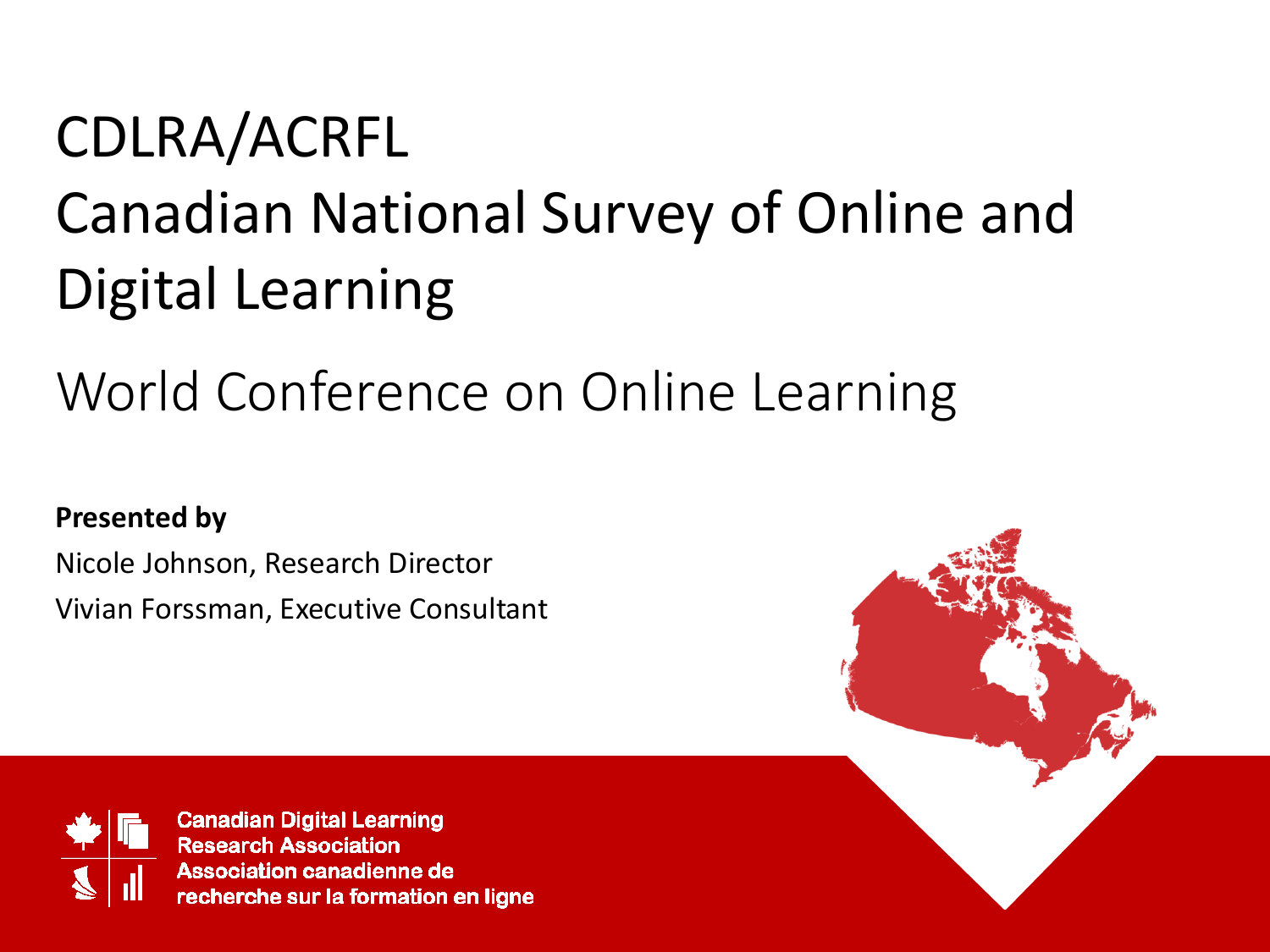# CDLRA/ACRFL
# Canadian National Survey of Online and Digital Learning

## World Conference on Online Learning

**Presented by**

Nicole Johnson, Research Director

Vivian Forssman, Executive Consultant

Canadian Digital Learning Research Association
Association canadienne de recherche sur la formation en ligne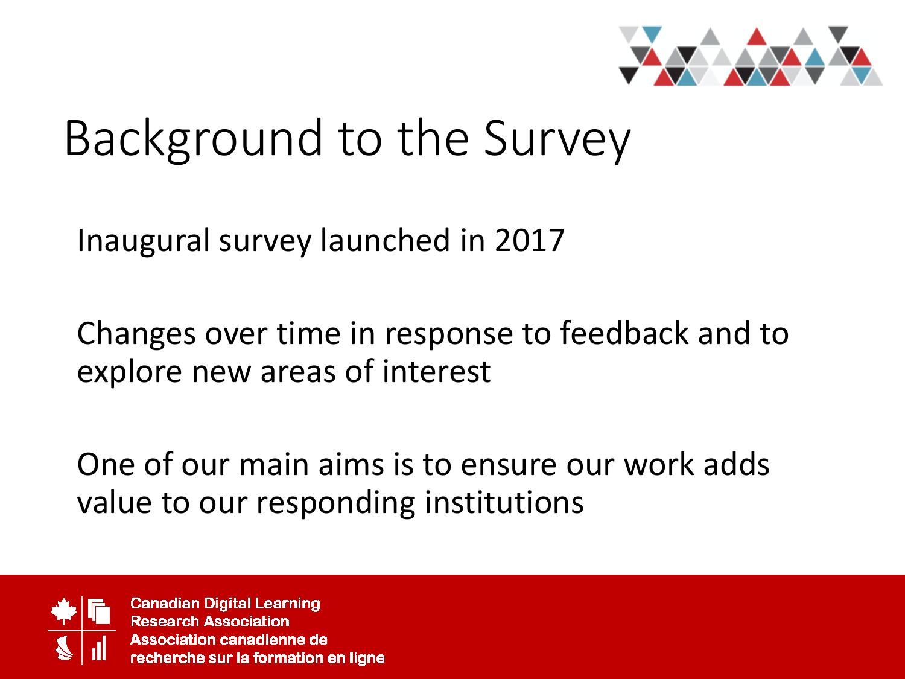# Background to the Survey

Inaugural survey launched in 2017

Changes over time in response to feedback and to explore new areas of interest

One of our main aims is to ensure our work adds value to our responding institutions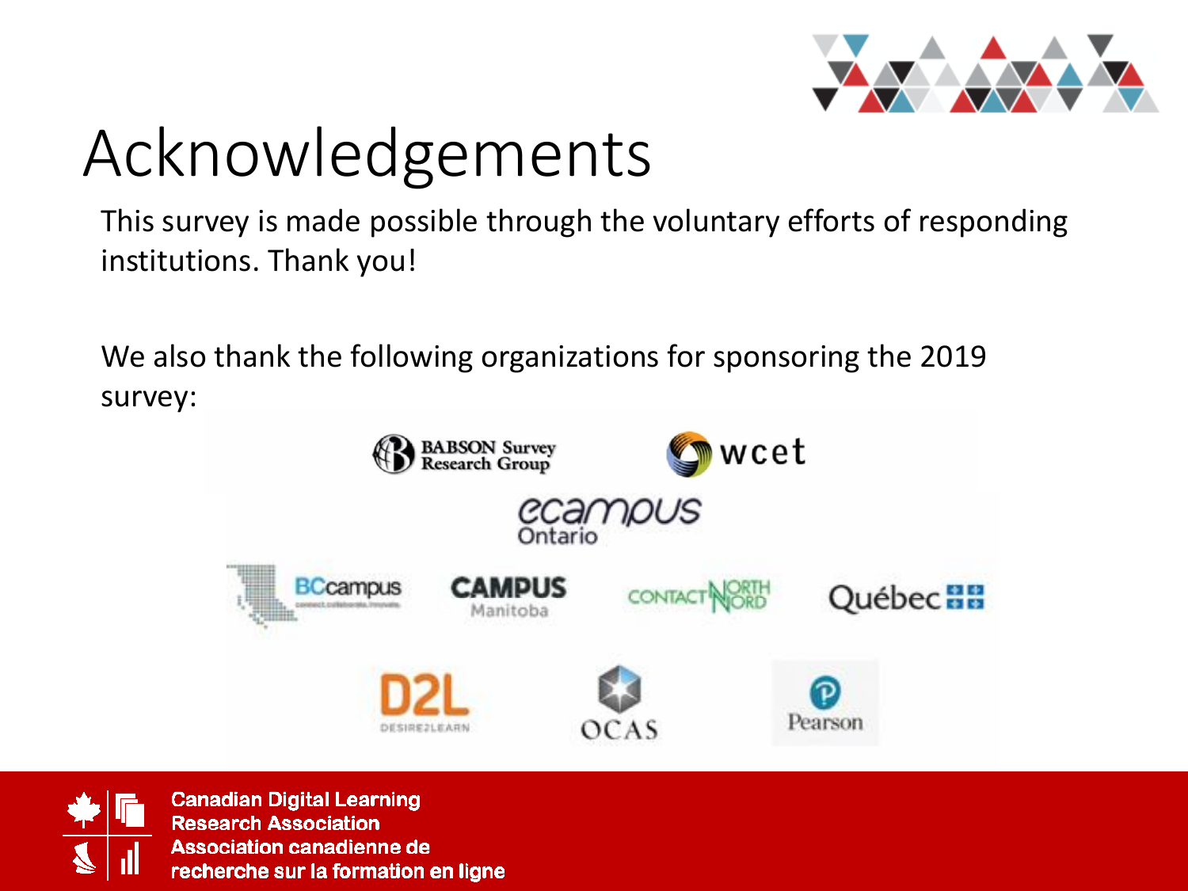# Acknowledgements

This survey is made possible through the voluntary efforts of responding institutions. Thank you!

We also thank the following organizations for sponsoring the 2019 survey:

BABSON Survey Research Group

wcet

ecampus Ontario

BCcampus

CAMPUS Manitoba

CONTACT NORTH NORD

Québec

D2L DESIRE2LEARN

OCAS

Pearson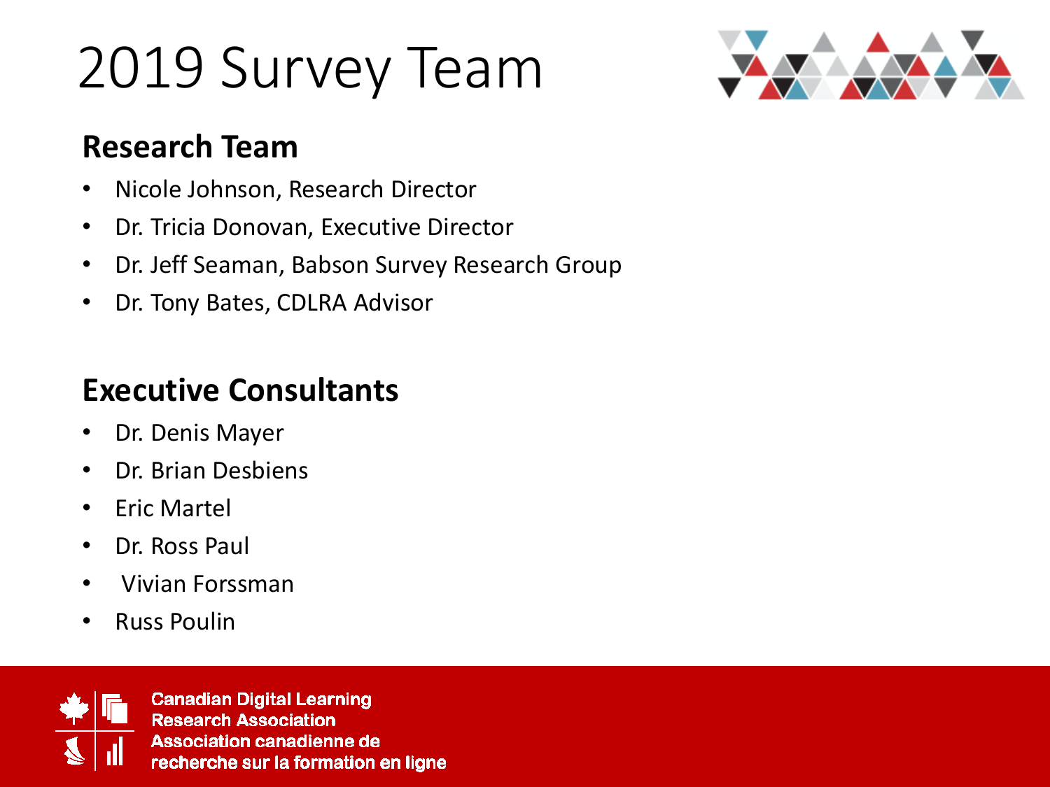# 2019 Survey Team

## Research Team

- Nicole Johnson, Research Director
- Dr. Tricia Donovan, Executive Director
- Dr. Jeff Seaman, Babson Survey Research Group
- Dr. Tony Bates, CDLRA Advisor

## Executive Consultants

- Dr. Denis Mayer
- Dr. Brian Desbiens
- Eric Martel
- Dr. Ross Paul
- Vivian Forssman
- Russ Poulin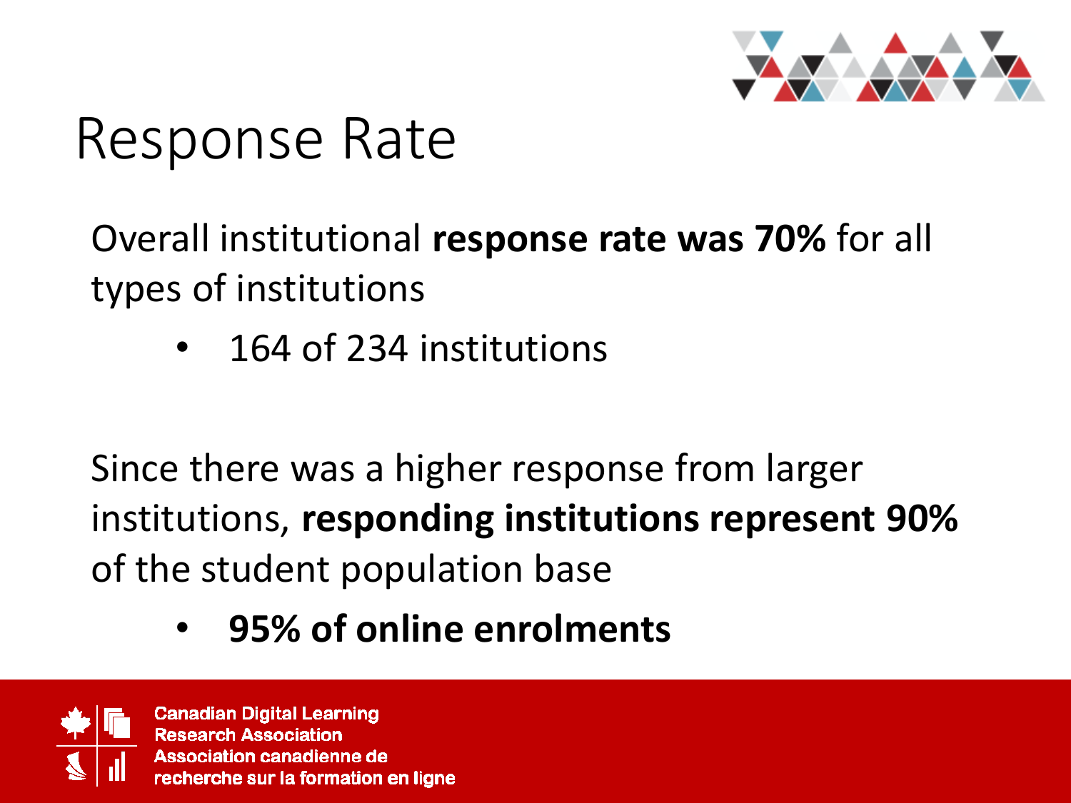# Response Rate

Overall institutional **response rate was 70%** for all types of institutions

- 164 of 234 institutions

Since there was a higher response from larger institutions, **responding institutions represent 90%** of the student population base

- **95% of online enrolments**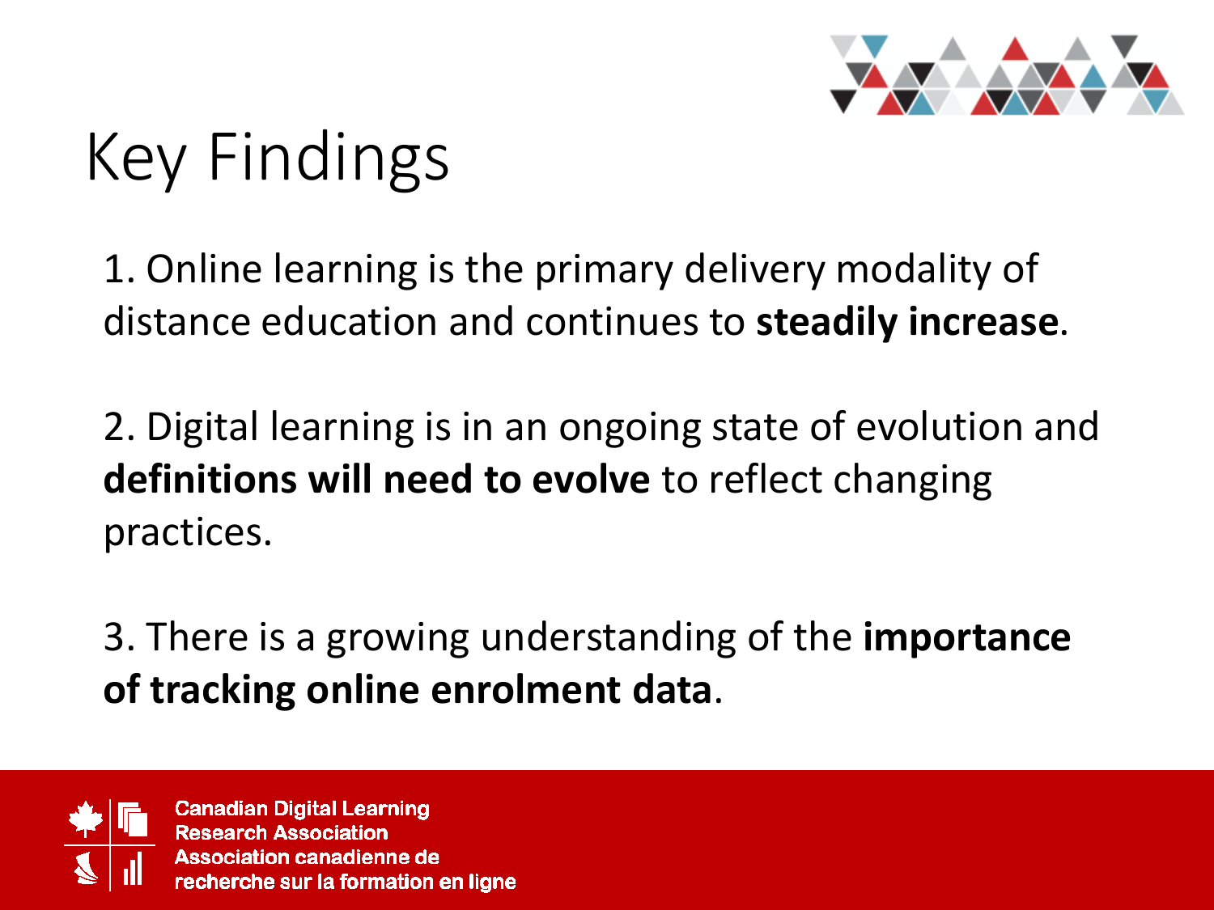# Key Findings

1. Online learning is the primary delivery modality of distance education and continues to **steadily increase**.

2. Digital learning is in an ongoing state of evolution and **definitions will need to evolve** to reflect changing practices.

3. There is a growing understanding of the **importance of tracking online enrolment data**.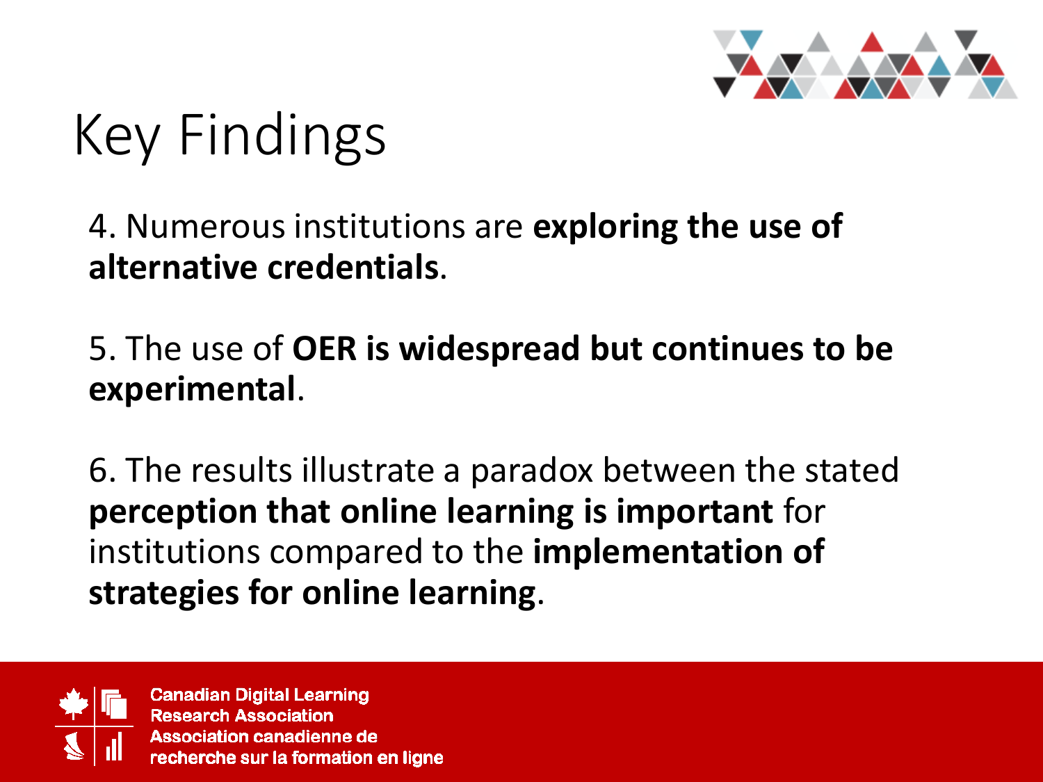# Key Findings

4. Numerous institutions are **exploring the use of alternative credentials**.

5. The use of **OER is widespread but continues to be experimental**.

6. The results illustrate a paradox between the stated **perception that online learning is important** for institutions compared to the **implementation of strategies for online learning**.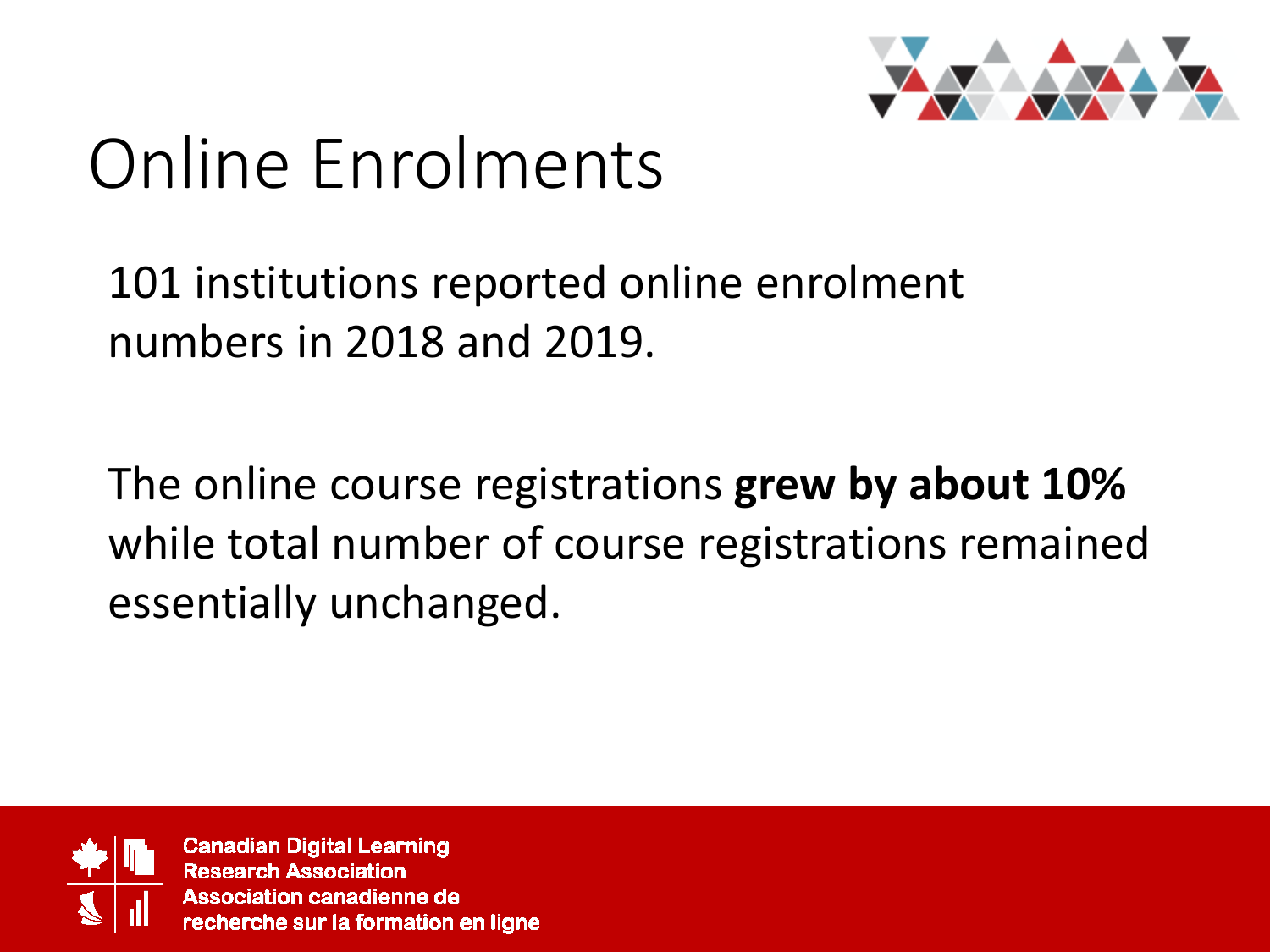# Online Enrolments

101 institutions reported online enrolment numbers in 2018 and 2019.

The online course registrations **grew by about 10%** while total number of course registrations remained essentially unchanged.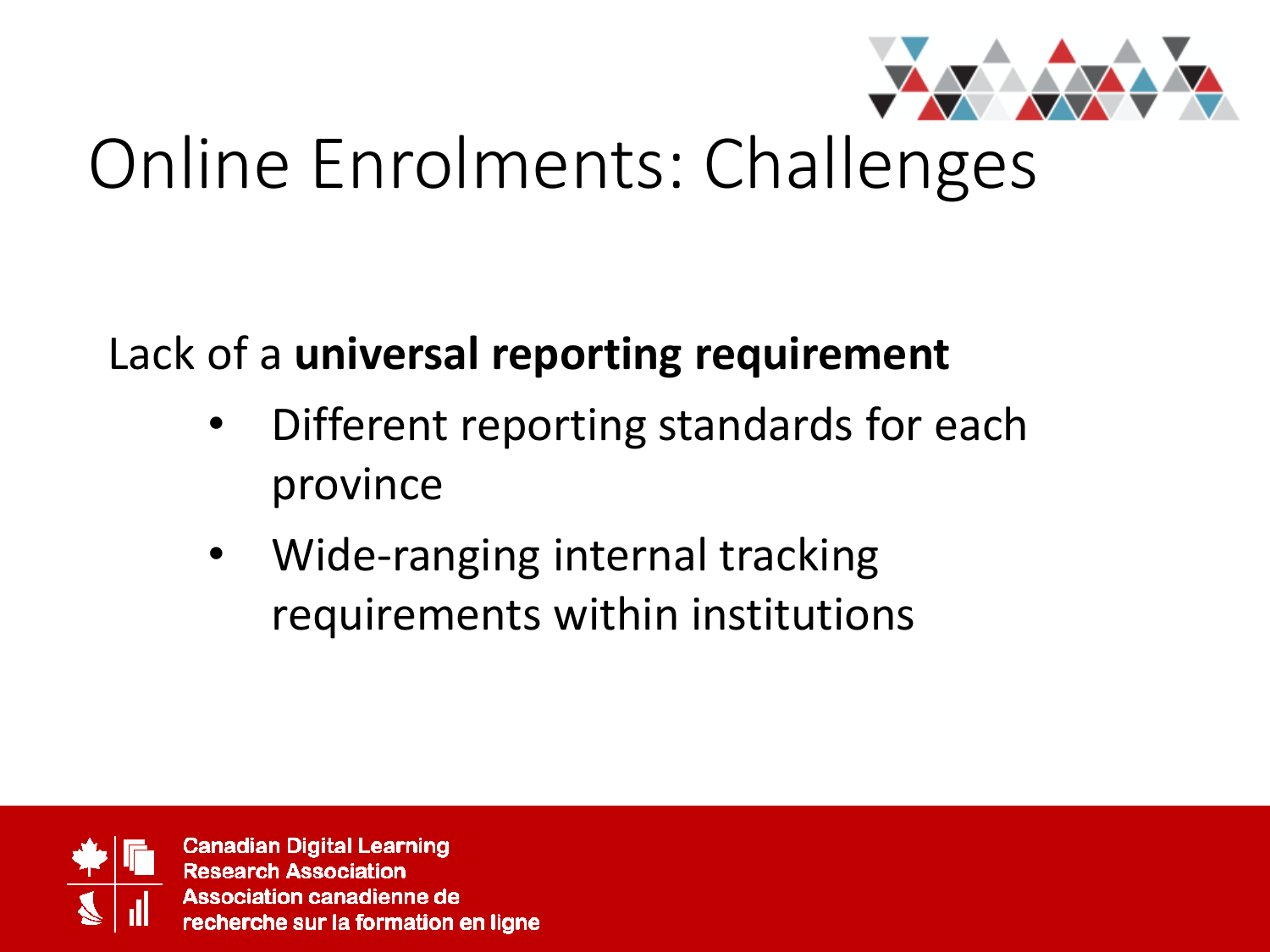# Online Enrolments: Challenges

Lack of a **universal reporting requirement**

- Different reporting standards for each province
- Wide-ranging internal tracking requirements within institutions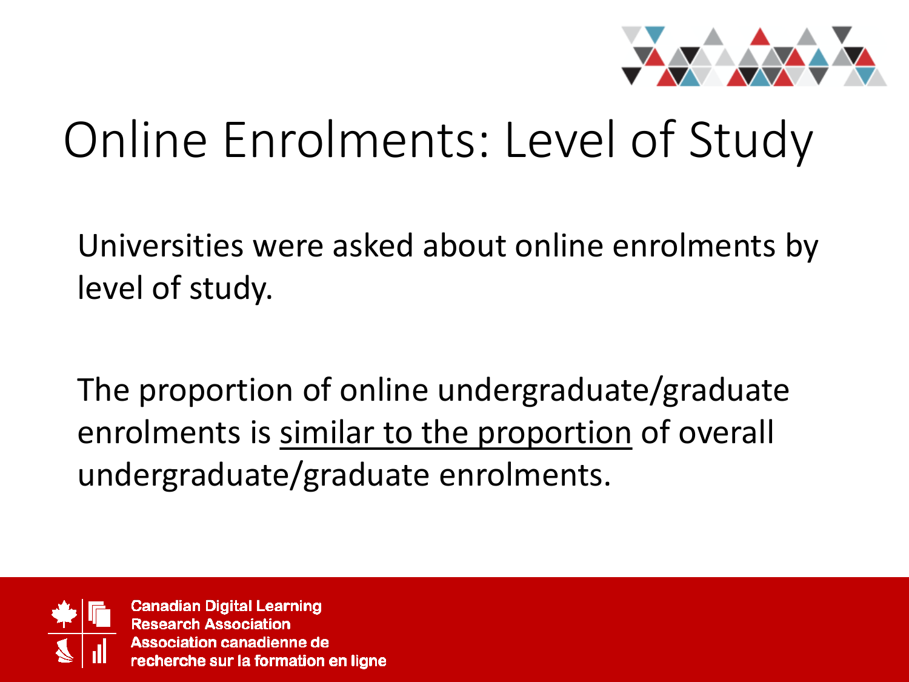# Online Enrolments: Level of Study

Universities were asked about online enrolments by level of study.

The proportion of online undergraduate/graduate enrolments is <u>similar to the proportion</u> of overall undergraduate/graduate enrolments.

Canadian Digital Learning Research Association
Association canadienne de recherche sur la formation en ligne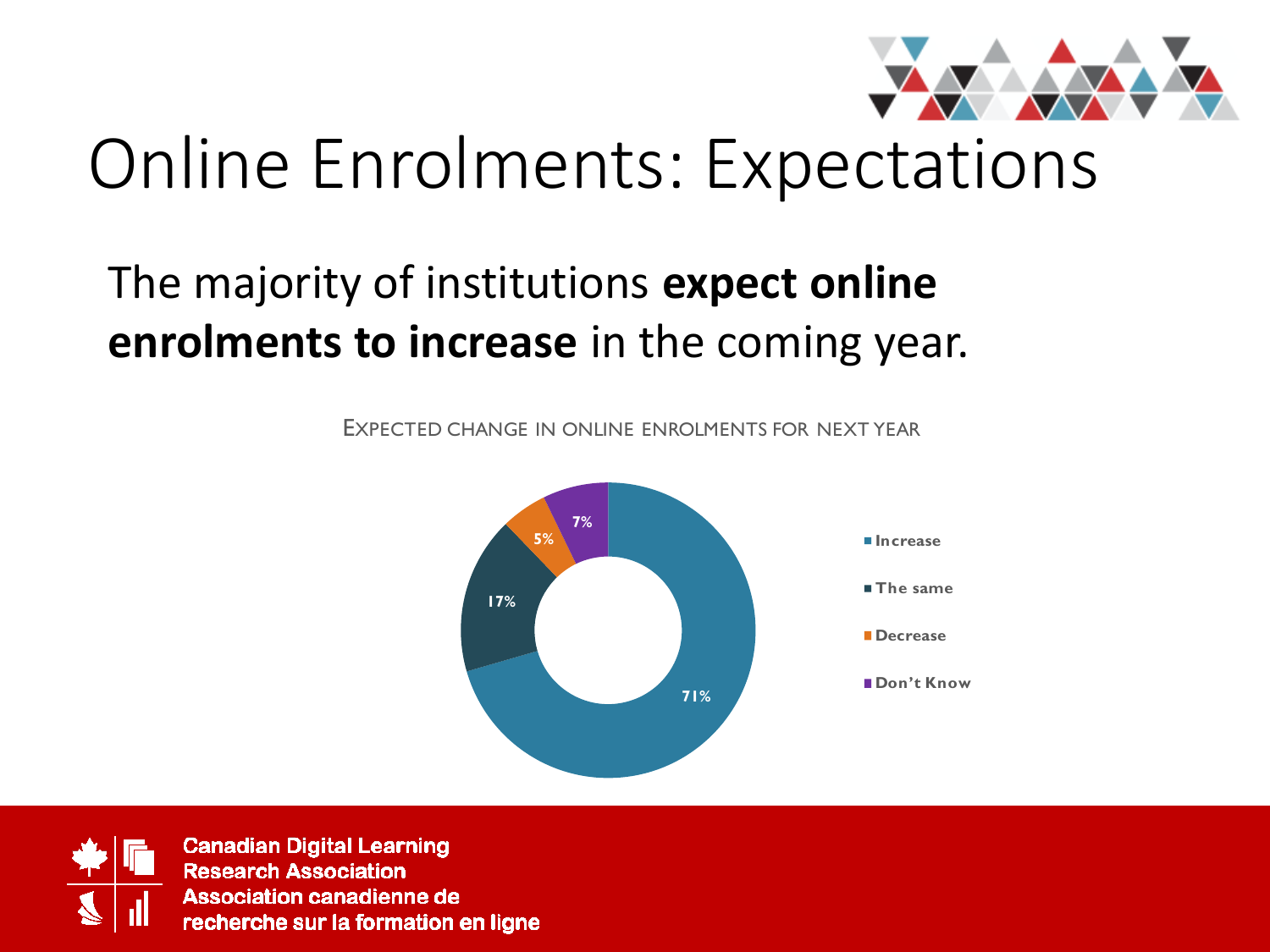# Online Enrolments: Expectations

The majority of institutions **expect online enrolments to increase** in the coming year.

EXPECTED CHANGE IN ONLINE ENROLMENTS FOR NEXT YEAR

| Response | Percentage |
| --- | --- |
| Increase | 71% |
| The same | 17% |
| Decrease | 5% |
| Don't Know | 7% |

Canadian Digital Learning Research Association
Association canadienne de recherche sur la formation en ligne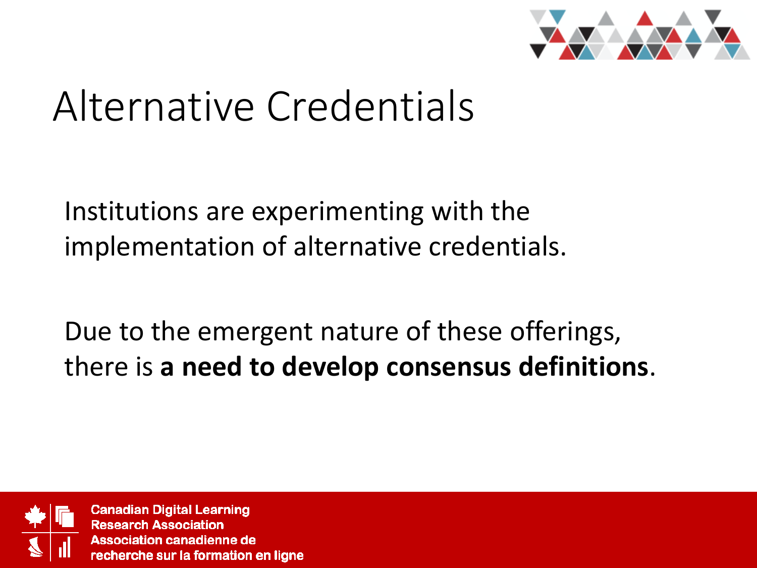# Alternative Credentials

Institutions are experimenting with the implementation of alternative credentials.

Due to the emergent nature of these offerings, there is **a need to develop consensus definitions**.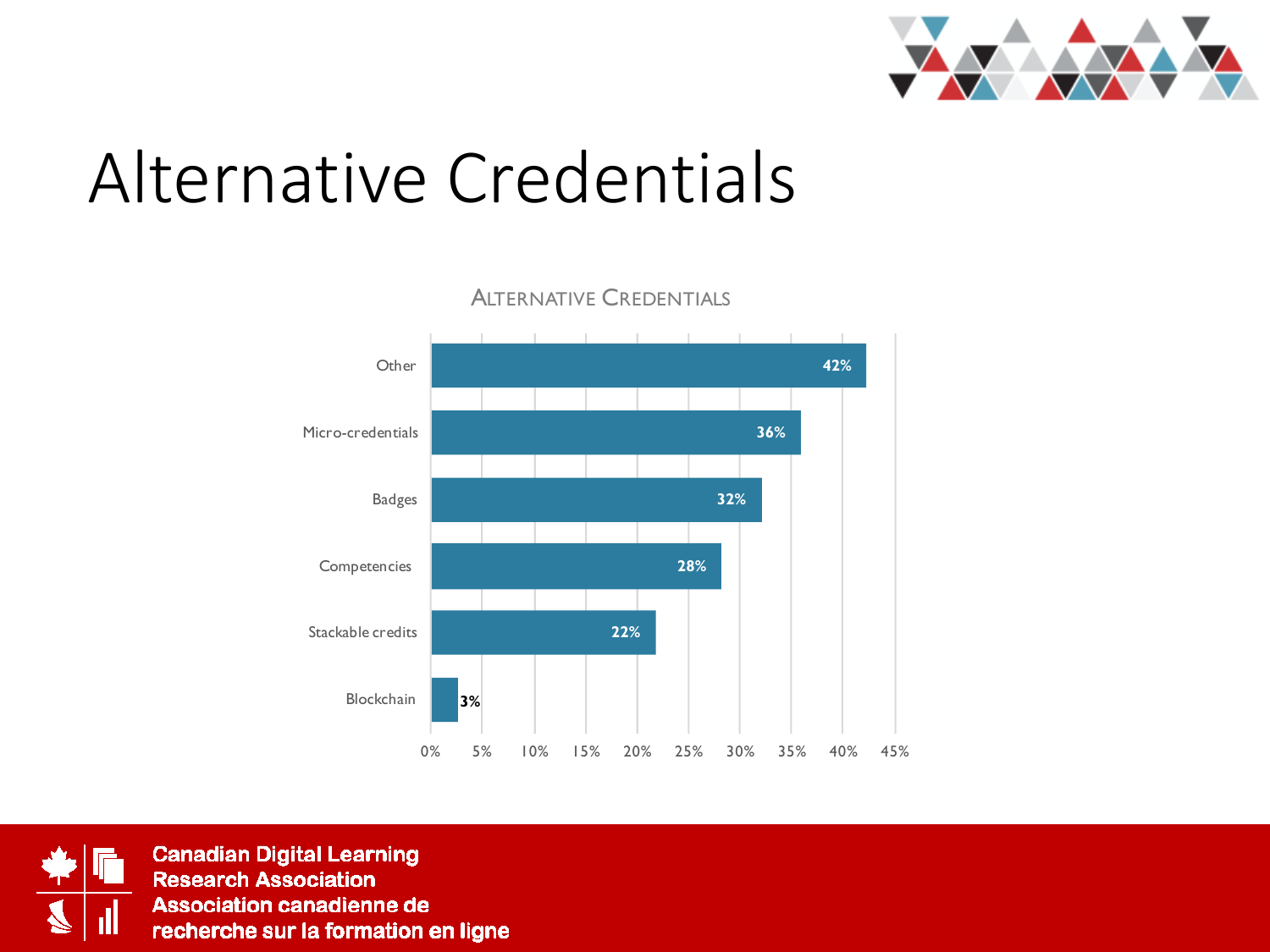# Alternative Credentials

**Alternative Credentials**

| Category | Percentage |
| --- | --- |
| Other | 42% |
| Micro-credentials | 36% |
| Badges | 32% |
| Competencies | 28% |
| Stackable credits | 22% |
| Blockchain | 3% |

Canadian Digital Learning Research Association
Association canadienne de recherche sur la formation en ligne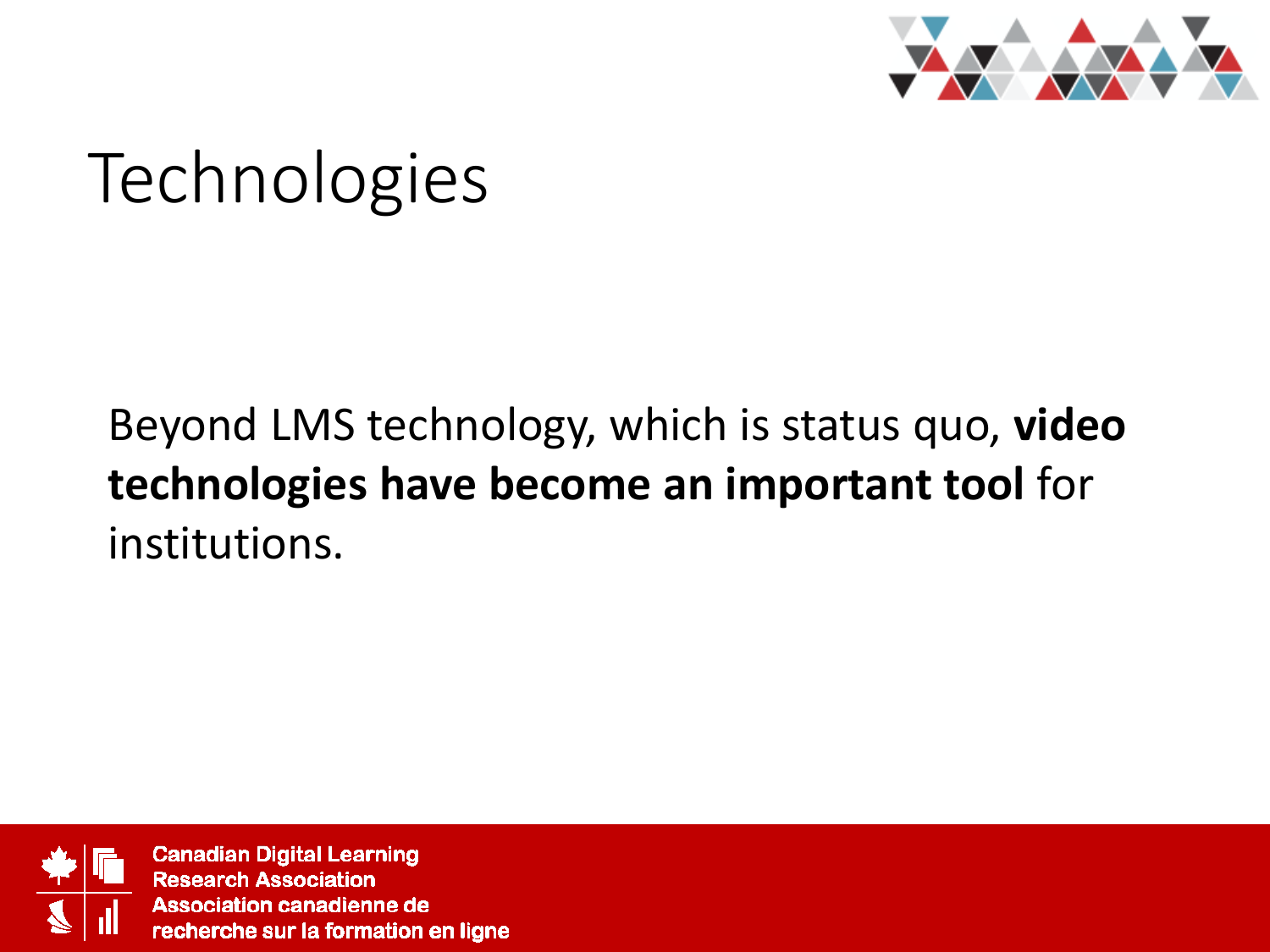# Technologies

Beyond LMS technology, which is status quo, **video technologies have become an important tool** for institutions.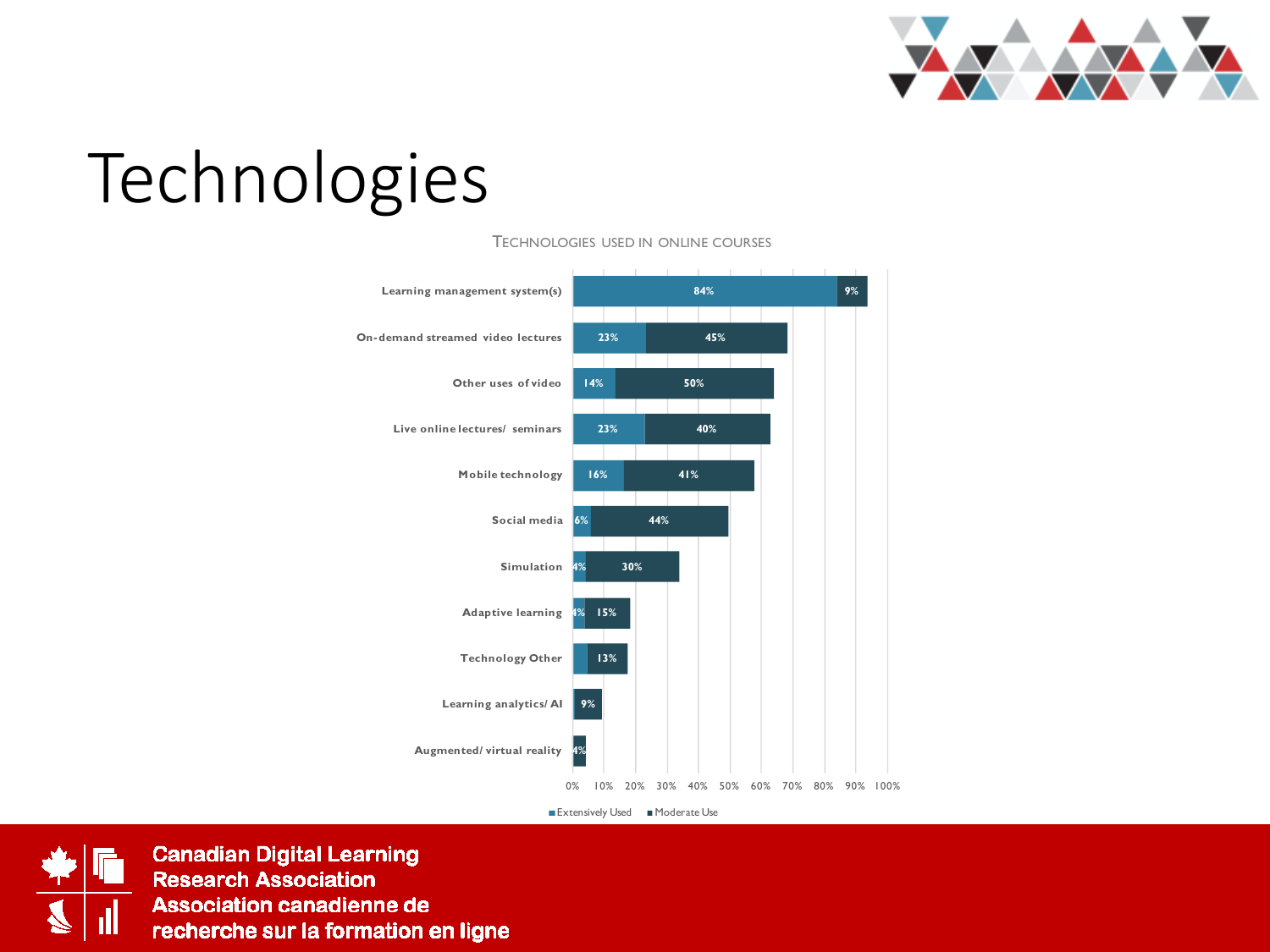# Technologies

**Technologies used in online courses**

| Technology | Extensively Used | Moderate Use |
| --- | --- | --- |
| Learning management system(s) | 84% | 9% |
| On-demand streamed video lectures | 23% | 45% |
| Other uses of video | 14% | 50% |
| Live online lectures/ seminars | 23% | 40% |
| Mobile technology | 16% | 41% |
| Social media | 6% | 44% |
| Simulation | 4% | 30% |
| Adaptive learning | 4% | 15% |
| Technology Other | | 13% |
| Learning analytics/ AI | | 9% |
| Augmented/ virtual reality | | 4% |

Canadian Digital Learning Research Association
Association canadienne de recherche sur la formation en ligne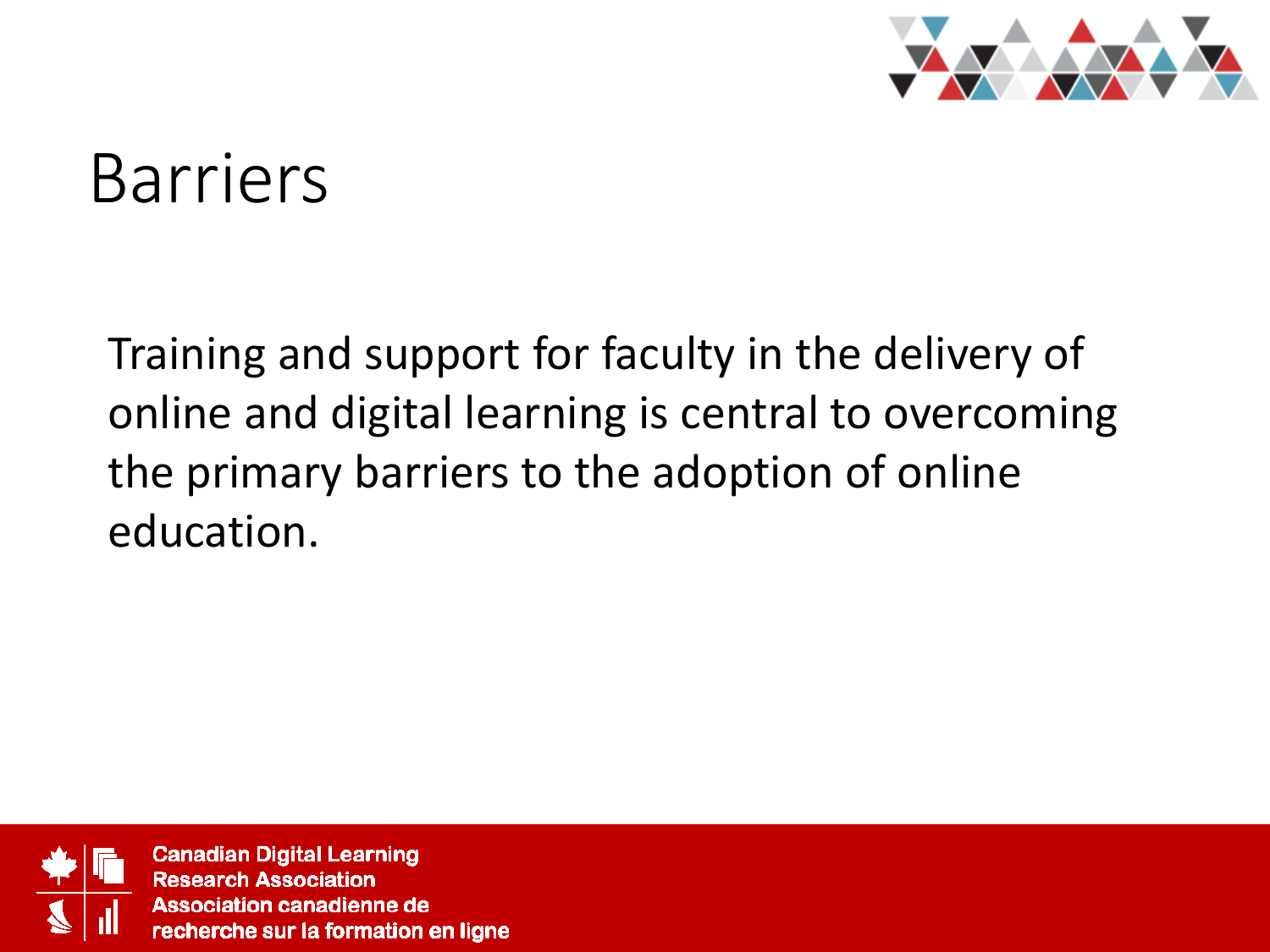# Barriers

Training and support for faculty in the delivery of online and digital learning is central to overcoming the primary barriers to the adoption of online education.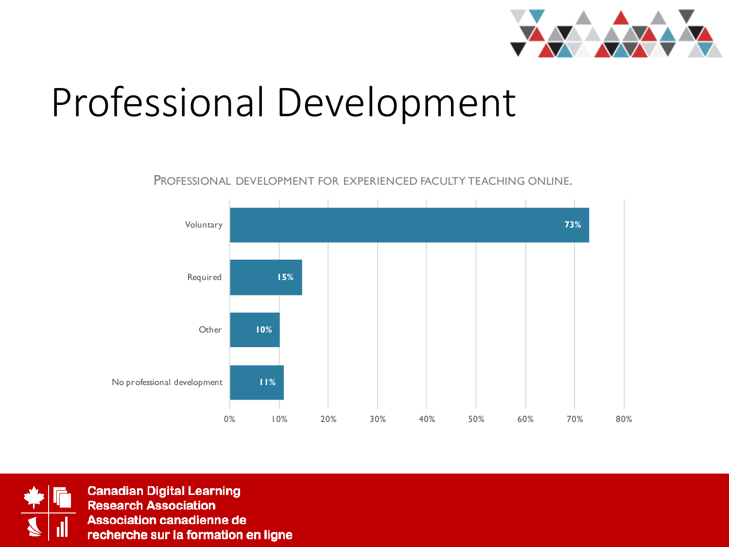# Professional Development

PROFESSIONAL DEVELOPMENT FOR EXPERIENCED FACULTY TEACHING ONLINE.

| Category | Percentage |
|---|---|
| Voluntary | 73% |
| Required | 15% |
| Other | 10% |
| No professional development | 11% |

Canadian Digital Learning Research Association
Association canadienne de recherche sur la formation en ligne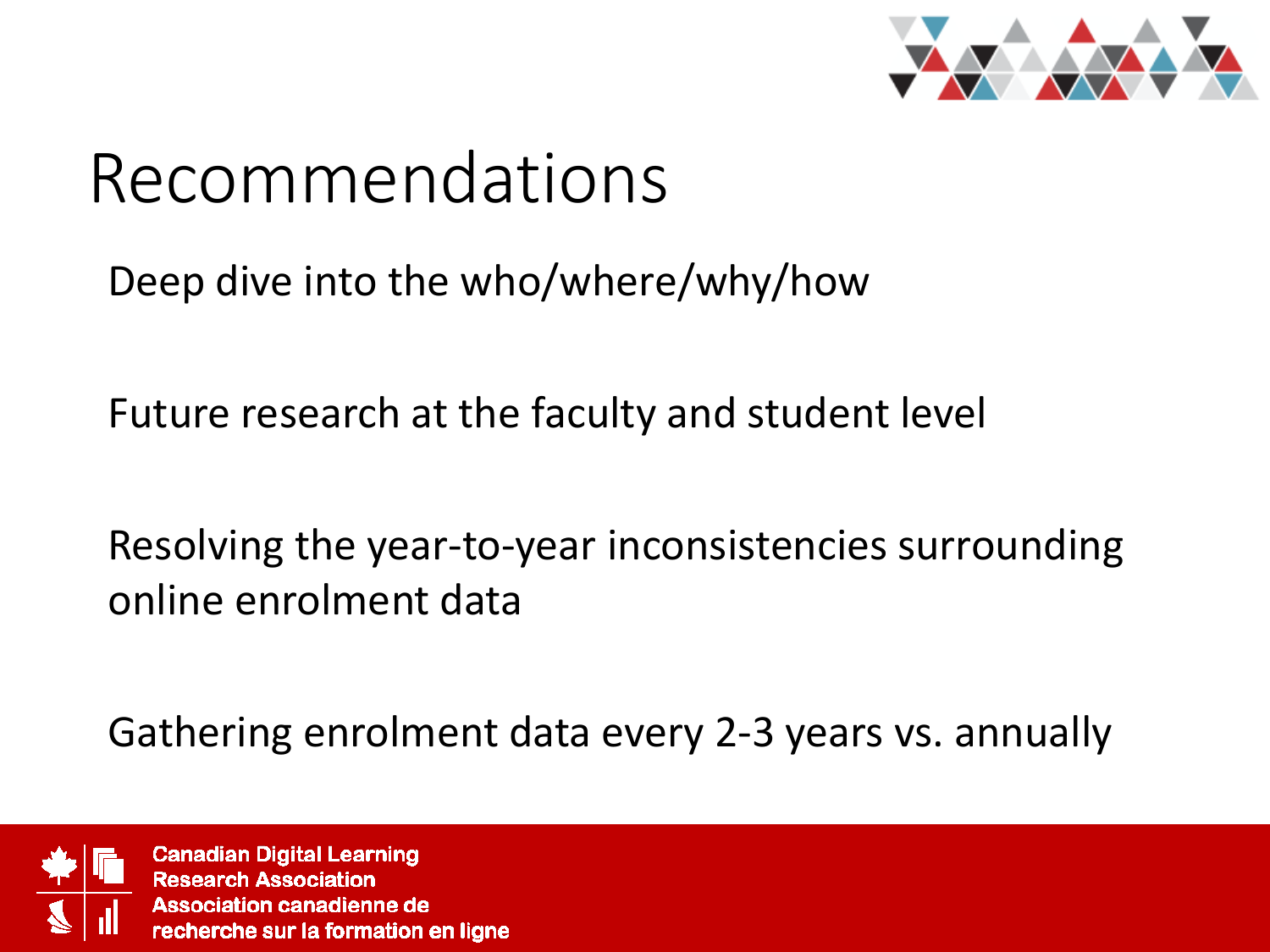# Recommendations

Deep dive into the who/where/why/how

Future research at the faculty and student level

Resolving the year-to-year inconsistencies surrounding online enrolment data

Gathering enrolment data every 2-3 years vs. annually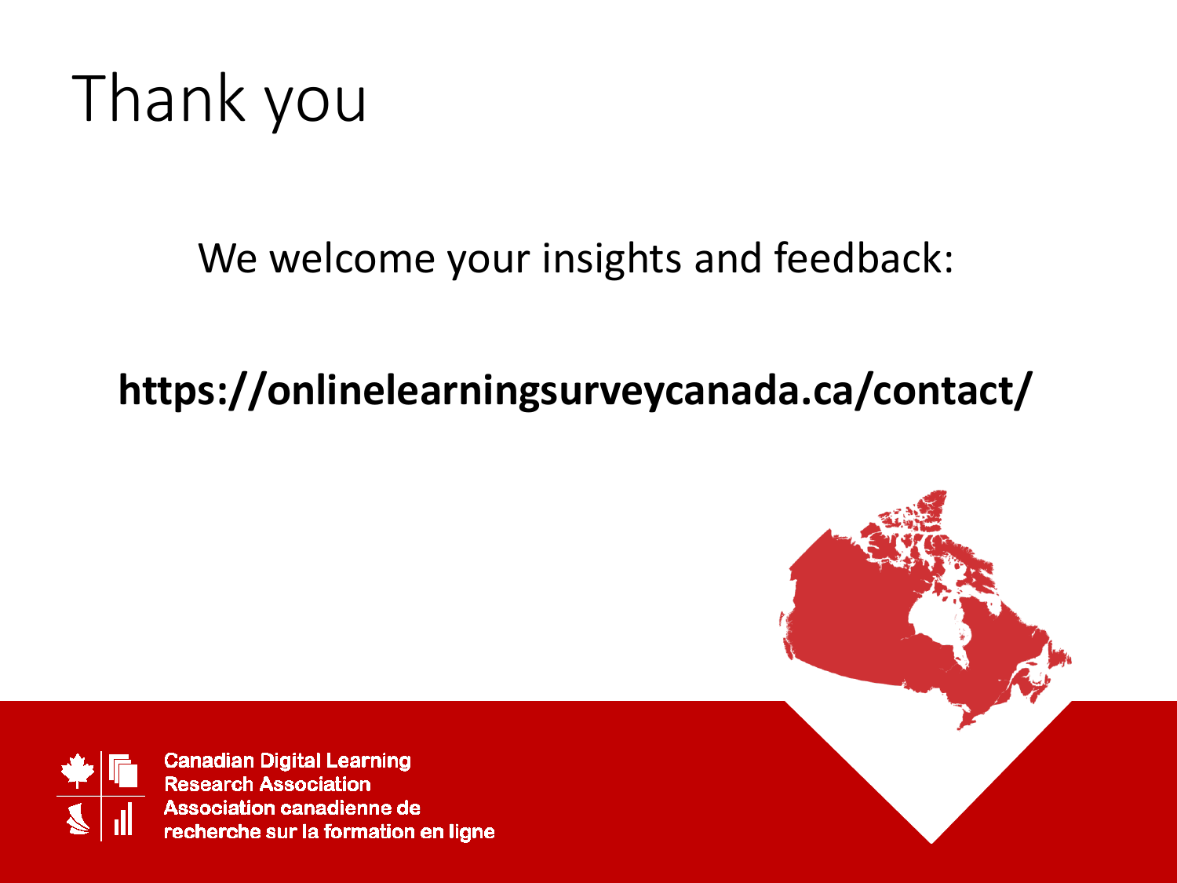# Thank you

We welcome your insights and feedback:

**https://onlinelearningsurveycanada.ca/contact/**

Canadian Digital Learning Research Association
Association canadienne de recherche sur la formation en ligne